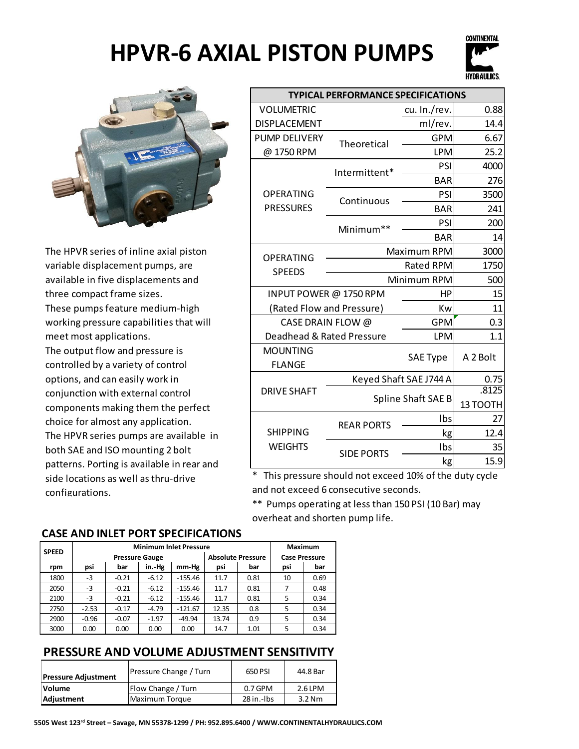# HPVR-6 AXIAL PISTON PUMPS

The HPVR series of inline axial piston variable displacement pumps, are available in five displacements and three compact frame sizes.
These pumps feature medium-high working pressure capabilities that will meet most applications.
The output flow and pressure is controlled by a variety of control options, and can easily work in conjunction with external control components making them the perfect choice for almost any application.
The HPVR series pumps are available in both SAE and ISO mounting 2 bolt patterns. Porting is available in rear and side locations as well as thru-drive configurations.

| TYPICAL PERFORMANCE SPECIFICATIONS | | | |
|---|---|---|---|
| VOLUMETRIC DISPLACEMENT | | cu. In./rev. | 0.88 |
| | | ml/rev. | 14.4 |
| PUMP DELIVERY @ 1750 RPM | Theoretical | GPM | 6.67 |
| | | LPM | 25.2 |
| OPERATING PRESSURES | Intermittent* | PSI | 4000 |
| | | BAR | 276 |
| | Continuous | PSI | 3500 |
| | | BAR | 241 |
| | Minimum** | PSI | 200 |
| | | BAR | 14 |
| OPERATING SPEEDS | | Maximum RPM | 3000 |
| | | Rated RPM | 1750 |
| | | Minimum RPM | 500 |
| INPUT POWER @ 1750 RPM (Rated Flow and Pressure) | | HP | 15 |
| | | Kw | 11 |
| CASE DRAIN FLOW @ Deadhead & Rated Pressure | | GPM | 0.3 |
| | | LPM | 1.1 |
| MOUNTING FLANGE | | SAE Type | A 2 Bolt |
| DRIVE SHAFT | | Keyed Shaft SAE J744 A | 0.75 |
| | | Spline Shaft SAE B | .8125 13 TOOTH |
| SHIPPING WEIGHTS | REAR PORTS | lbs | 27 |
| | | kg | 12.4 |
| | SIDE PORTS | lbs | 35 |
| | | kg | 15.9 |

* This pressure should not exceed 10% of the duty cycle and not exceed 6 consecutive seconds.

** Pumps operating at less than 150 PSI (10 Bar) may overheat and shorten pump life.

## CASE AND INLET PORT SPECIFICATIONS

| SPEED | Minimum Inlet Pressure | | | | | | Maximum | |
|---|---|---|---|---|---|---|---|---|
| | Pressure Gauge | | | | Absolute Pressure | | Case Pressure | |
| rpm | psi | bar | in.-Hg | mm-Hg | psi | bar | psi | bar |
| 1800 | -3 | -0.21 | -6.12 | -155.46 | 11.7 | 0.81 | 10 | 0.69 |
| 2050 | -3 | -0.21 | -6.12 | -155.46 | 11.7 | 0.81 | 7 | 0.48 |
| 2100 | -3 | -0.21 | -6.12 | -155.46 | 11.7 | 0.81 | 5 | 0.34 |
| 2750 | -2.53 | -0.17 | -4.79 | -121.67 | 12.35 | 0.8 | 5 | 0.34 |
| 2900 | -0.96 | -0.07 | -1.97 | -49.94 | 13.74 | 0.9 | 5 | 0.34 |
| 3000 | 0.00 | 0.00 | 0.00 | 0.00 | 14.7 | 1.01 | 5 | 0.34 |

## PRESSURE AND VOLUME ADJUSTMENT SENSITIVITY

| | | | |
|---|---|---|---|
| **Pressure Adjustment** | Pressure Change / Turn | 650 PSI | 44.8 Bar |
| **Volume Adjustment** | Flow Change / Turn | 0.7 GPM | 2.6 LPM |
| | Maximum Torque | 28 in.-lbs | 3.2 Nm |

**5505 West 123rd Street – Savage, MN 55378-1299 / PH: 952.895.6400 / WWW.CONTINENTALHYDRAULICS.COM**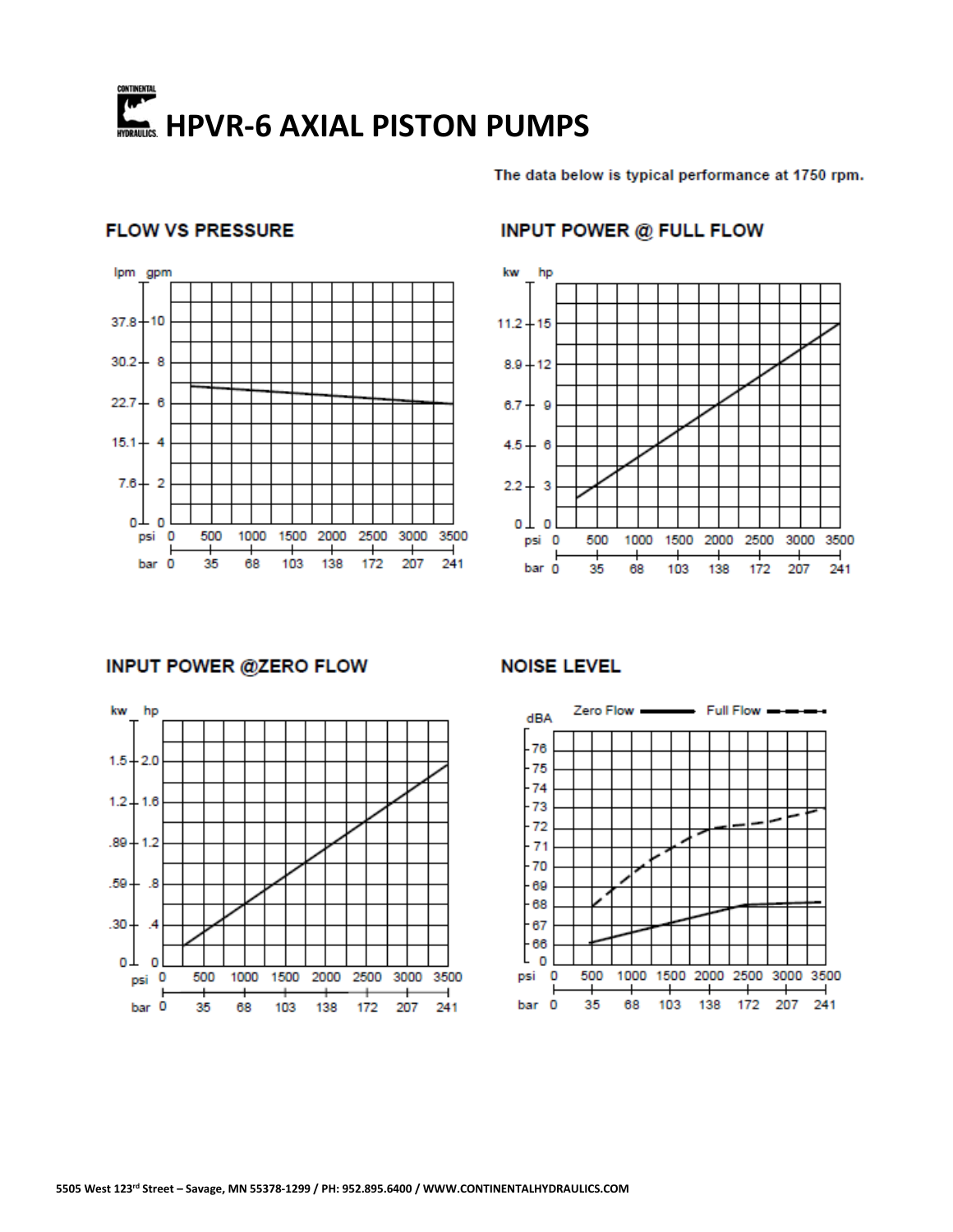# HPVR-6 AXIAL PISTON PUMPS

The data below is typical performance at 1750 rpm.

## FLOW VS PRESSURE

lpm gpm

37.8 – 10
30.2 – 8
22.7 – 6
15.1 – 4
7.6 – 2
0 – 0

psi 0 500 1000 1500 2000 2500 3000 3500

bar 0 35 68 103 138 172 207 241

## INPUT POWER @ FULL FLOW

kw hp

11.2 – 15
8.9 – 12
6.7 – 9
4.5 – 6
2.2 – 3
0 – 0

psi 0 500 1000 1500 2000 2500 3000 3500

bar 0 35 68 103 138 172 207 241

## INPUT POWER @ZERO FLOW

kw hp

1.5 – 2.0
1.2 – 1.6
.89 – 1.2
.59 – .8
.30 – .4
0 – 0

psi 0 500 1000 1500 2000 2500 3000 3500

bar 0 35 68 103 138 172 207 241

## NOISE LEVEL

Zero Flow —— Full Flow - - -

dBA

76
75
74
73
72
71
70
69
68
67
66
0

psi 0 500 1000 1500 2000 2500 3000 3500

bar 0 35 68 103 138 172 207 241

5505 West 123rd Street – Savage, MN 55378-1299 / PH: 952.895.6400 / WWW.CONTINENTALHYDRAULICS.COM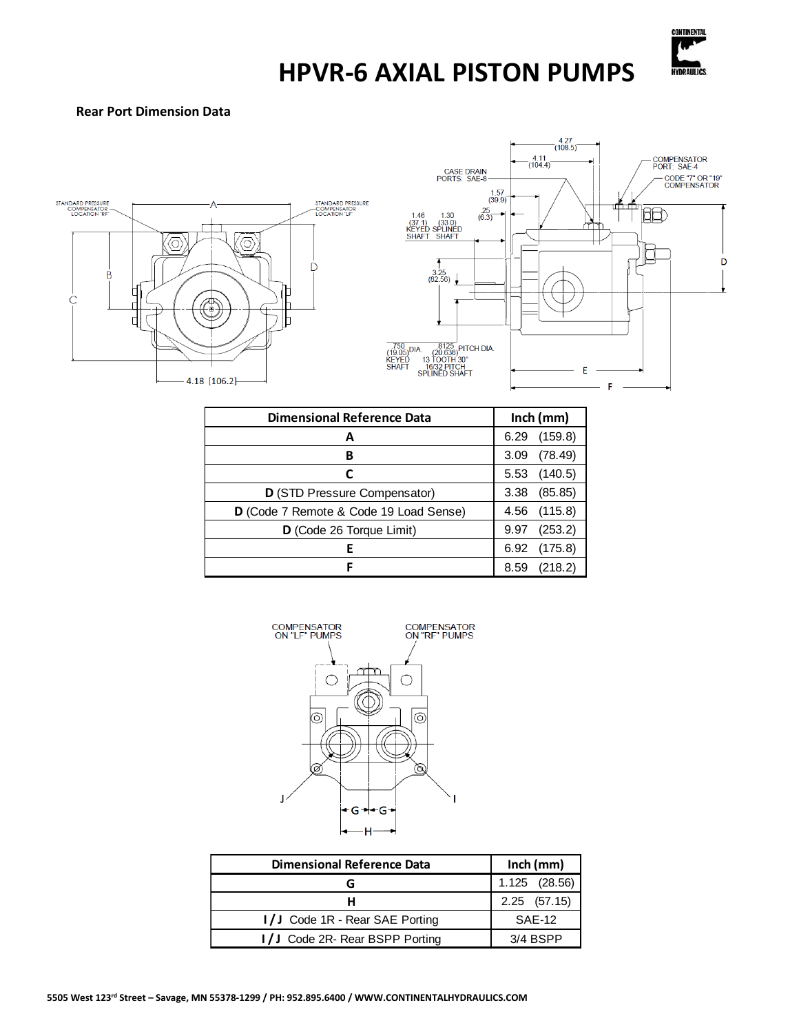# HPVR-6 AXIAL PISTON PUMPS

### Rear Port Dimension Data

| Dimensional Reference Data | Inch (mm) |
|---|---|
| **A** | 6.29 (159.8) |
| **B** | 3.09 (78.49) |
| **C** | 5.53 (140.5) |
| **D** (STD Pressure Compensator) | 3.38 (85.85) |
| **D** (Code 7 Remote & Code 19 Load Sense) | 4.56 (115.8) |
| **D** (Code 26 Torque Limit) | 9.97 (253.2) |
| **E** | 6.92 (175.8) |
| **F** | 8.59 (218.2) |

| Dimensional Reference Data | Inch (mm) |
|---|---|
| **G** | 1.125 (28.56) |
| **H** | 2.25 (57.15) |
| **I / J** Code 1R - Rear SAE Porting | SAE-12 |
| **I / J** Code 2R- Rear BSPP Porting | 3/4 BSPP |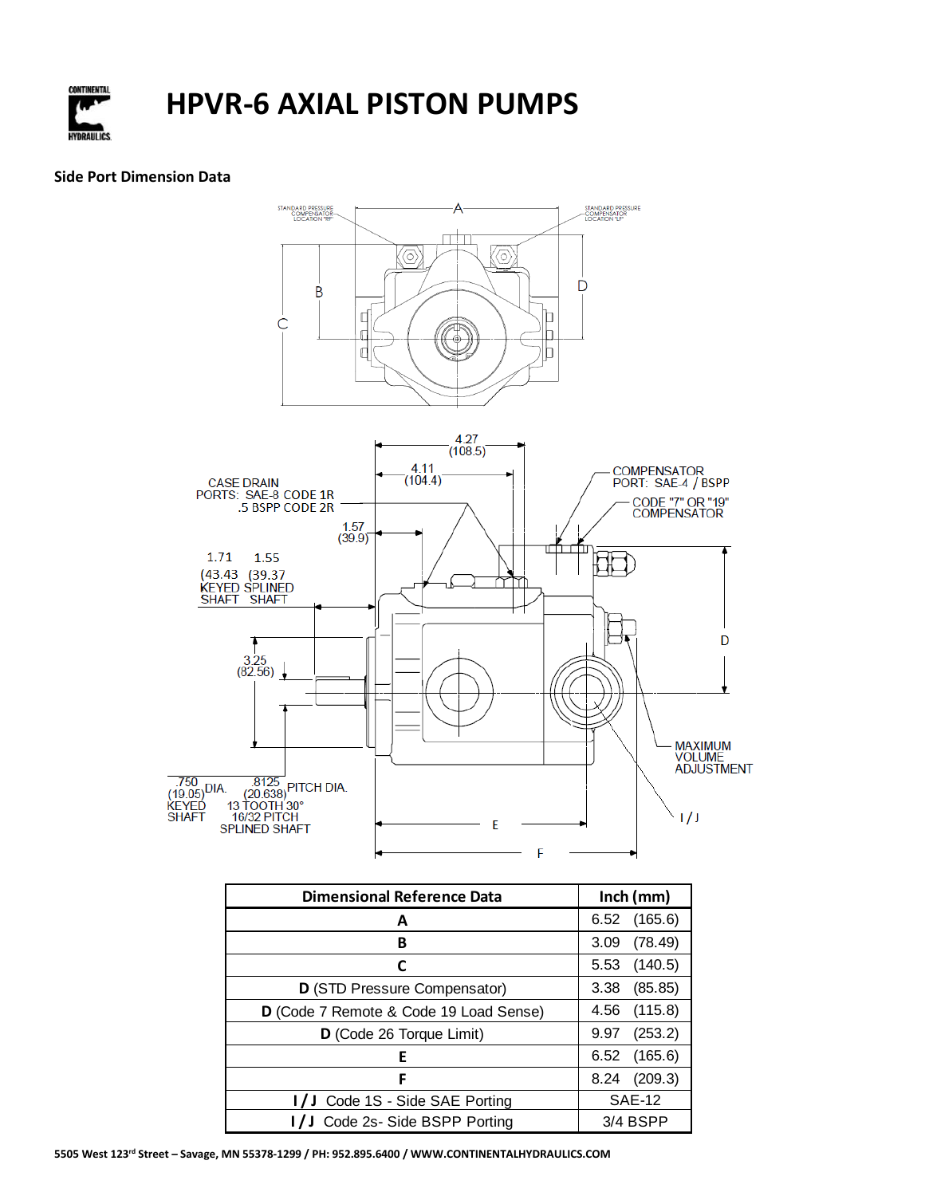# HPVR-6 AXIAL PISTON PUMPS

**Side Port Dimension Data**

| Dimensional Reference Data | Inch (mm) |
|---|---|
| **A** | 6.52 (165.6) |
| **B** | 3.09 (78.49) |
| **C** | 5.53 (140.5) |
| **D** (STD Pressure Compensator) | 3.38 (85.85) |
| **D** (Code 7 Remote & Code 19 Load Sense) | 4.56 (115.8) |
| **D** (Code 26 Torque Limit) | 9.97 (253.2) |
| **E** | 6.52 (165.6) |
| **F** | 8.24 (209.3) |
| **I / J** Code 1S - Side SAE Porting | SAE-12 |
| **I / J** Code 2s- Side BSPP Porting | 3/4 BSPP |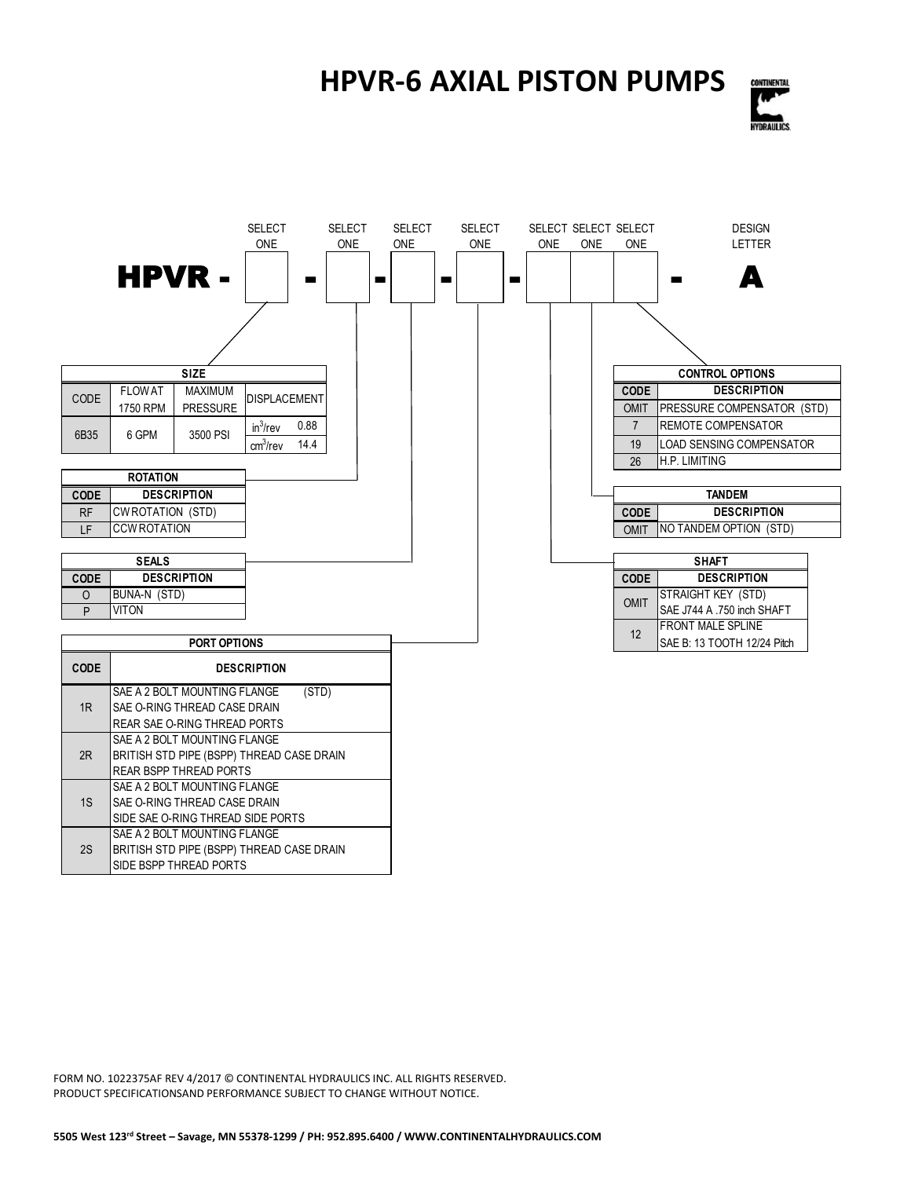# HPVR-6 AXIAL PISTON PUMPS

CONTINENTAL HYDRAULICS

**HPVR -** [SELECT ONE] **-** [SELECT ONE] **-** [SELECT ONE] **-** [SELECT ONE] **-** [SELECT ONE] [SELECT ONE] [SELECT ONE] **- A** (DESIGN LETTER)

| SIZE | | | | |
|---|---|---|---|---|
| CODE | FLOW AT 1750 RPM | MAXIMUM PRESSURE | DISPLACEMENT | |
| 6B35 | 6 GPM | 3500 PSI | $in^3$/rev | 0.88 |
| | | | $cm^3$/rev | 14.4 |

| ROTATION | |
|---|---|
| CODE | DESCRIPTION |
| RF | CW ROTATION (STD) |
| LF | CCW ROTATION |

| SEALS | |
|---|---|
| CODE | DESCRIPTION |
| O | BUNA-N (STD) |
| P | VITON |

| PORT OPTIONS | |
|---|---|
| CODE | DESCRIPTION |
| 1R | SAE A 2 BOLT MOUNTING FLANGE (STD)<br>SAE O-RING THREAD CASE DRAIN<br>REAR SAE O-RING THREAD PORTS |
| 2R | SAE A 2 BOLT MOUNTING FLANGE<br>BRITISH STD PIPE (BSPP) THREAD CASE DRAIN<br>REAR BSPP THREAD PORTS |
| 1S | SAE A 2 BOLT MOUNTING FLANGE<br>SAE O-RING THREAD CASE DRAIN<br>SIDE SAE O-RING THREAD SIDE PORTS |
| 2S | SAE A 2 BOLT MOUNTING FLANGE<br>BRITISH STD PIPE (BSPP) THREAD CASE DRAIN<br>SIDE BSPP THREAD PORTS |

| CONTROL OPTIONS | |
|---|---|
| CODE | DESCRIPTION |
| OMIT | PRESSURE COMPENSATOR (STD) |
| 7 | REMOTE COMPENSATOR |
| 19 | LOAD SENSING COMPENSATOR |
| 26 | H.P. LIMITING |

| TANDEM | |
|---|---|
| CODE | DESCRIPTION |
| OMIT | NO TANDEM OPTION (STD) |

| SHAFT | |
|---|---|
| CODE | DESCRIPTION |
| OMIT | STRAIGHT KEY (STD)<br>SAE J744 A .750 inch SHAFT |
| 12 | FRONT MALE SPLINE<br>SAE B: 13 TOOTH 12/24 Pitch |

FORM NO. 1022375AF REV 4/2017 © CONTINENTAL HYDRAULICS INC. ALL RIGHTS RESERVED.
PRODUCT SPECIFICATIONSAND PERFORMANCE SUBJECT TO CHANGE WITHOUT NOTICE.

**5505 West 123rd Street – Savage, MN 55378-1299 / PH: 952.895.6400 / WWW.CONTINENTALHYDRAULICS.COM**